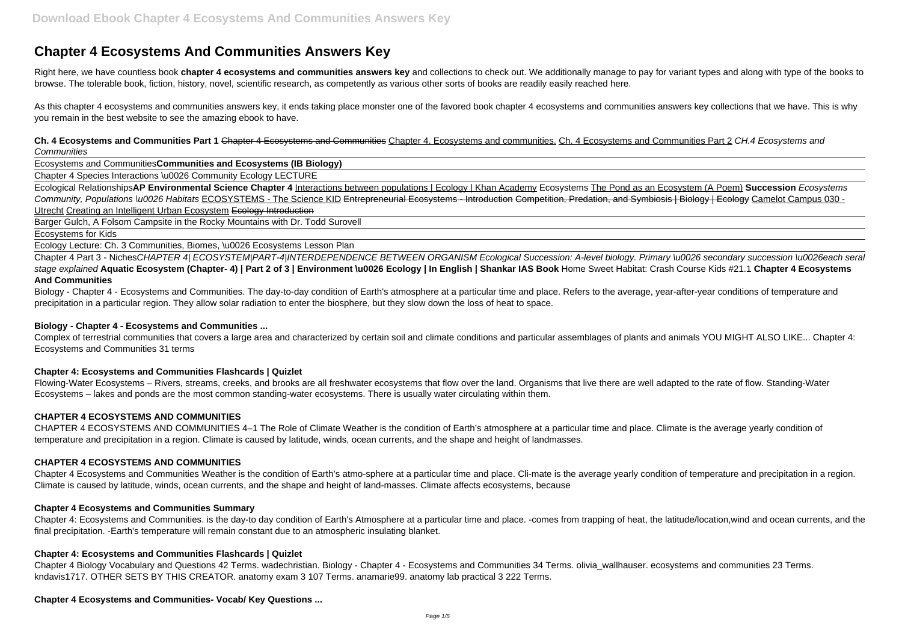# Chapter 4 Ecosystems And Communities Answers Key

Right here, we have countless book **chapter 4 ecosystems and communities answers key** and collections to check out. We additionally manage to pay for variant types and along with type of the books to browse. The tolerable book, fiction, history, novel, scientific research, as competently as various other sorts of books are readily easily reached here.

As this chapter 4 ecosystems and communities answers key, it ends taking place monster one of the favored book chapter 4 ecosystems and communities answers key collections that we have. This is why you remain in the best website to see the amazing ebook to have.

**Ch. 4 Ecosystems and Communities Part 1** ~~Chapter 4 Ecosystems and Communities~~ Chapter 4. Ecosystems and communities. Ch. 4 Ecosystems and Communities Part 2 *CH.4 Ecosystems and Communities*

Ecosystems and Communities**Communities and Ecosystems (IB Biology)**

Chapter 4 Species Interactions \u0026 Community Ecology LECTURE

Ecological Relationships**AP Environmental Science Chapter 4** Interactions between populations | Ecology | Khan Academy Ecosystems The Pond as an Ecosystem (A Poem) **Succession** *Ecosystems Community, Populations \u0026 Habitats* ECOSYSTEMS - The Science KID ~~Entrepreneurial Ecosystems - Introduction~~ ~~Competition, Predation, and Symbiosis | Biology | Ecology~~ Camelot Campus 030 - Utrecht Creating an Intelligent Urban Ecosystem ~~Ecology Introduction~~

Barger Gulch, A Folsom Campsite in the Rocky Mountains with Dr. Todd Surovell

Ecosystems for Kids

Ecology Lecture: Ch. 3 Communities, Biomes, \u0026 Ecosystems Lesson Plan

Chapter 4 Part 3 - Niches*CHAPTER 4| ECOSYSTEM|PART-4|INTERDEPENDENCE BETWEEN ORGANISM Ecological Succession: A-level biology. Primary \u0026 secondary succession \u0026each seral stage explained* **Aquatic Ecosystem (Chapter- 4) | Part 2 of 3 | Environment \u0026 Ecology | In English | Shankar IAS Book** Home Sweet Habitat: Crash Course Kids #21.1 **Chapter 4 Ecosystems And Communities**

Biology - Chapter 4 - Ecosystems and Communities. The day-to-day condition of Earth's atmosphere at a particular time and place. Refers to the average, year-after-year conditions of temperature and precipitation in a particular region. They allow solar radiation to enter the biosphere, but they slow down the loss of heat to space.

### Biology - Chapter 4 - Ecosystems and Communities ...

Complex of terrestrial communities that covers a large area and characterized by certain soil and climate conditions and particular assemblages of plants and animals YOU MIGHT ALSO LIKE... Chapter 4: Ecosystems and Communities 31 terms

### Chapter 4: Ecosystems and Communities Flashcards | Quizlet

Flowing-Water Ecosystems – Rivers, streams, creeks, and brooks are all freshwater ecosystems that flow over the land. Organisms that live there are well adapted to the rate of flow. Standing-Water Ecosystems – lakes and ponds are the most common standing-water ecosystems. There is usually water circulating within them.

### CHAPTER 4 ECOSYSTEMS AND COMMUNITIES

CHAPTER 4 ECOSYSTEMS AND COMMUNITIES 4–1 The Role of Climate Weather is the condition of Earth's atmosphere at a particular time and place. Climate is the average yearly condition of temperature and precipitation in a region. Climate is caused by latitude, winds, ocean currents, and the shape and height of landmasses.

### CHAPTER 4 ECOSYSTEMS AND COMMUNITIES

Chapter 4 Ecosystems and Communities Weather is the condition of Earth's atmo-sphere at a particular time and place. Cli-mate is the average yearly condition of temperature and precipitation in a region. Climate is caused by latitude, winds, ocean currents, and the shape and height of land-masses. Climate affects ecosystems, because

### Chapter 4 Ecosystems and Communities Summary

Chapter 4: Ecosystems and Communities. is the day-to day condition of Earth's Atmosphere at a particular time and place. -comes from trapping of heat, the latitude/location,wind and ocean currents, and the final precipitation. -Earth's temperature will remain constant due to an atmospheric insulating blanket.

### Chapter 4: Ecosystems and Communities Flashcards | Quizlet

Chapter 4 Biology Vocabulary and Questions 42 Terms. wadechristian. Biology - Chapter 4 - Ecosystems and Communities 34 Terms. olivia_wallhauser. ecosystems and communities 23 Terms. kndavis1717. OTHER SETS BY THIS CREATOR. anatomy exam 3 107 Terms. anamarie99. anatomy lab practical 3 222 Terms.

### Chapter 4 Ecosystems and Communities- Vocab/ Key Questions ...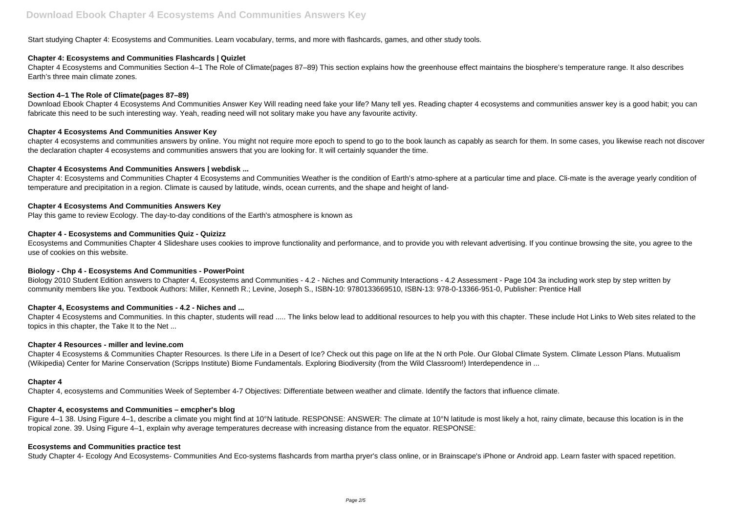Start studying Chapter 4: Ecosystems and Communities. Learn vocabulary, terms, and more with flashcards, games, and other study tools.

**Chapter 4: Ecosystems and Communities Flashcards | Quizlet**

Chapter 4 Ecosystems and Communities Section 4–1 The Role of Climate(pages 87–89) This section explains how the greenhouse effect maintains the biosphere's temperature range. It also describes Earth's three main climate zones.

**Section 4–1 The Role of Climate(pages 87–89)**

Download Ebook Chapter 4 Ecosystems And Communities Answer Key Will reading need fake your life? Many tell yes. Reading chapter 4 ecosystems and communities answer key is a good habit; you can fabricate this need to be such interesting way. Yeah, reading need will not solitary make you have any favourite activity.

**Chapter 4 Ecosystems And Communities Answer Key**

chapter 4 ecosystems and communities answers by online. You might not require more epoch to spend to go to the book launch as capably as search for them. In some cases, you likewise reach not discover the declaration chapter 4 ecosystems and communities answers that you are looking for. It will certainly squander the time.

**Chapter 4 Ecosystems And Communities Answers | webdisk ...**

Chapter 4: Ecosystems and Communities Chapter 4 Ecosystems and Communities Weather is the condition of Earth's atmo-sphere at a particular time and place. Cli-mate is the average yearly condition of temperature and precipitation in a region. Climate is caused by latitude, winds, ocean currents, and the shape and height of land-

**Chapter 4 Ecosystems And Communities Answers Key**

Play this game to review Ecology. The day-to-day conditions of the Earth's atmosphere is known as

**Chapter 4 - Ecosystems and Communities Quiz - Quizizz**

Ecosystems and Communities Chapter 4 Slideshare uses cookies to improve functionality and performance, and to provide you with relevant advertising. If you continue browsing the site, you agree to the use of cookies on this website.

**Biology - Chp 4 - Ecosystems And Communities - PowerPoint**

Biology 2010 Student Edition answers to Chapter 4, Ecosystems and Communities - 4.2 - Niches and Community Interactions - 4.2 Assessment - Page 104 3a including work step by step written by community members like you. Textbook Authors: Miller, Kenneth R.; Levine, Joseph S., ISBN-10: 9780133669510, ISBN-13: 978-0-13366-951-0, Publisher: Prentice Hall

**Chapter 4, Ecosystems and Communities - 4.2 - Niches and ...**

Chapter 4 Ecosystems and Communities. In this chapter, students will read ..... The links below lead to additional resources to help you with this chapter. These include Hot Links to Web sites related to the topics in this chapter, the Take It to the Net ...

**Chapter 4 Resources - miller and levine.com**

Chapter 4 Ecosystems & Communities Chapter Resources. Is there Life in a Desert of Ice? Check out this page on life at the N orth Pole. Our Global Climate System. Climate Lesson Plans. Mutualism (Wikipedia) Center for Marine Conservation (Scripps Institute) Biome Fundamentals. Exploring Biodiversity (from the Wild Classroom!) Interdependence in ...

**Chapter 4**

Chapter 4, ecosystems and Communities Week of September 4-7 Objectives: Differentiate between weather and climate. Identify the factors that influence climate.

**Chapter 4, ecosystems and Communities – emcpher's blog**

Figure 4–1 38. Using Figure 4–1, describe a climate you might find at 10°N latitude. RESPONSE: ANSWER: The climate at 10°N latitude is most likely a hot, rainy climate, because this location is in the tropical zone. 39. Using Figure 4–1, explain why average temperatures decrease with increasing distance from the equator. RESPONSE:

**Ecosystems and Communities practice test**

Study Chapter 4- Ecology And Ecosystems- Communities And Eco-systems flashcards from martha pryer's class online, or in Brainscape's iPhone or Android app. Learn faster with spaced repetition.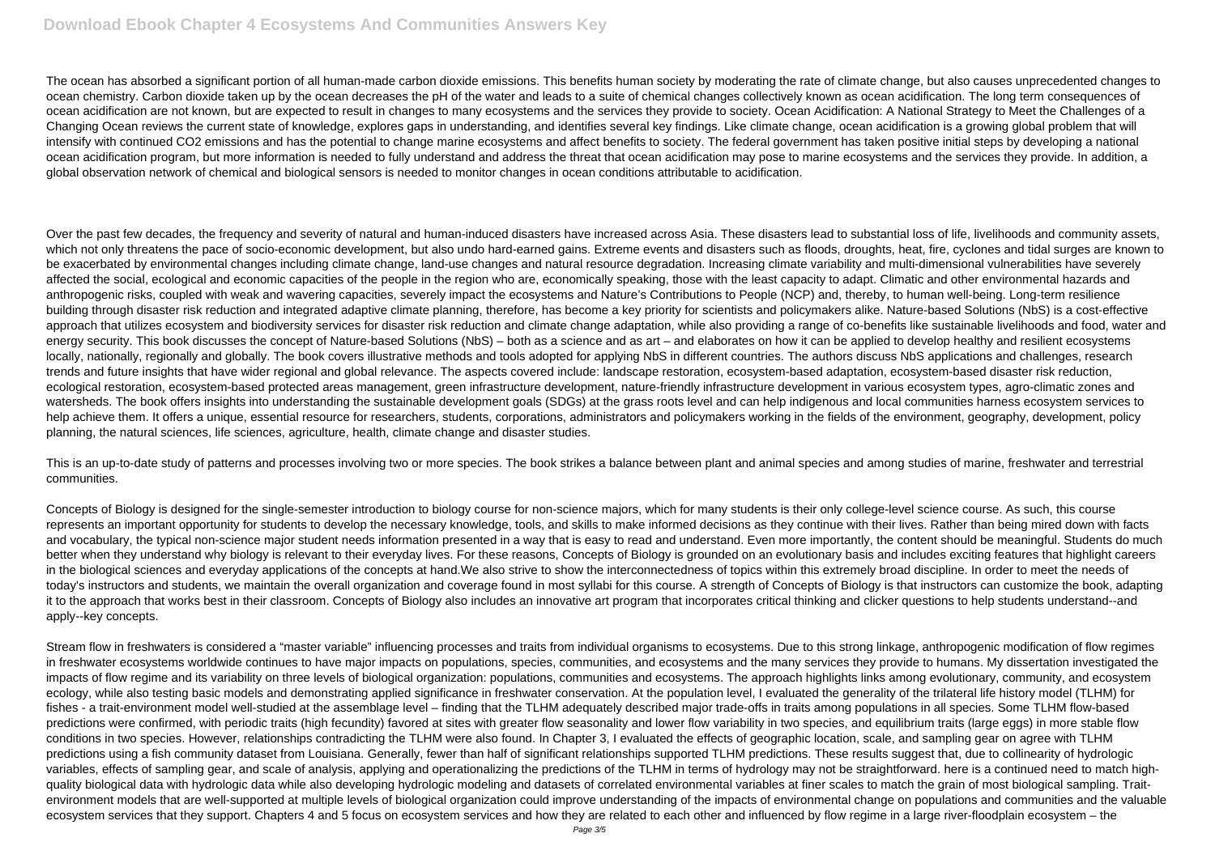The ocean has absorbed a significant portion of all human-made carbon dioxide emissions. This benefits human society by moderating the rate of climate change, but also causes unprecedented changes to ocean chemistry. Carbon dioxide taken up by the ocean decreases the pH of the water and leads to a suite of chemical changes collectively known as ocean acidification. The long term consequences of ocean acidification are not known, but are expected to result in changes to many ecosystems and the services they provide to society. Ocean Acidification: A National Strategy to Meet the Challenges of a Changing Ocean reviews the current state of knowledge, explores gaps in understanding, and identifies several key findings. Like climate change, ocean acidification is a growing global problem that will intensify with continued $CO_2$ emissions and has the potential to change marine ecosystems and affect benefits to society. The federal government has taken positive initial steps by developing a national ocean acidification program, but more information is needed to fully understand and address the threat that ocean acidification may pose to marine ecosystems and the services they provide. In addition, a global observation network of chemical and biological sensors is needed to monitor changes in ocean conditions attributable to acidification.

Over the past few decades, the frequency and severity of natural and human-induced disasters have increased across Asia. These disasters lead to substantial loss of life, livelihoods and community assets, which not only threatens the pace of socio-economic development, but also undo hard-earned gains. Extreme events and disasters such as floods, droughts, heat, fire, cyclones and tidal surges are known to be exacerbated by environmental changes including climate change, land-use changes and natural resource degradation. Increasing climate variability and multi-dimensional vulnerabilities have severely affected the social, ecological and economic capacities of the people in the region who are, economically speaking, those with the least capacity to adapt. Climatic and other environmental hazards and anthropogenic risks, coupled with weak and wavering capacities, severely impact the ecosystems and Nature's Contributions to People (NCP) and, thereby, to human well-being. Long-term resilience building through disaster risk reduction and integrated adaptive climate planning, therefore, has become a key priority for scientists and policymakers alike. Nature-based Solutions (NbS) is a cost-effective approach that utilizes ecosystem and biodiversity services for disaster risk reduction and climate change adaptation, while also providing a range of co-benefits like sustainable livelihoods and food, water and energy security. This book discusses the concept of Nature-based Solutions (NbS) – both as a science and as art – and elaborates on how it can be applied to develop healthy and resilient ecosystems locally, nationally, regionally and globally. The book covers illustrative methods and tools adopted for applying NbS in different countries. The authors discuss NbS applications and challenges, research trends and future insights that have wider regional and global relevance. The aspects covered include: landscape restoration, ecosystem-based adaptation, ecosystem-based disaster risk reduction, ecological restoration, ecosystem-based protected areas management, green infrastructure development, nature-friendly infrastructure development in various ecosystem types, agro-climatic zones and watersheds. The book offers insights into understanding the sustainable development goals (SDGs) at the grass roots level and can help indigenous and local communities harness ecosystem services to help achieve them. It offers a unique, essential resource for researchers, students, corporations, administrators and policymakers working in the fields of the environment, geography, development, policy planning, the natural sciences, life sciences, agriculture, health, climate change and disaster studies.

This is an up-to-date study of patterns and processes involving two or more species. The book strikes a balance between plant and animal species and among studies of marine, freshwater and terrestrial communities.

Concepts of Biology is designed for the single-semester introduction to biology course for non-science majors, which for many students is their only college-level science course. As such, this course represents an important opportunity for students to develop the necessary knowledge, tools, and skills to make informed decisions as they continue with their lives. Rather than being mired down with facts and vocabulary, the typical non-science major student needs information presented in a way that is easy to read and understand. Even more importantly, the content should be meaningful. Students do much better when they understand why biology is relevant to their everyday lives. For these reasons, Concepts of Biology is grounded on an evolutionary basis and includes exciting features that highlight careers in the biological sciences and everyday applications of the concepts at hand.We also strive to show the interconnectedness of topics within this extremely broad discipline. In order to meet the needs of today's instructors and students, we maintain the overall organization and coverage found in most syllabi for this course. A strength of Concepts of Biology is that instructors can customize the book, adapting it to the approach that works best in their classroom. Concepts of Biology also includes an innovative art program that incorporates critical thinking and clicker questions to help students understand--and apply--key concepts.

Stream flow in freshwaters is considered a "master variable" influencing processes and traits from individual organisms to ecosystems. Due to this strong linkage, anthropogenic modification of flow regimes in freshwater ecosystems worldwide continues to have major impacts on populations, species, communities, and ecosystems and the many services they provide to humans. My dissertation investigated the impacts of flow regime and its variability on three levels of biological organization: populations, communities and ecosystems. The approach highlights links among evolutionary, community, and ecosystem ecology, while also testing basic models and demonstrating applied significance in freshwater conservation. At the population level, I evaluated the generality of the trilateral life history model (TLHM) for fishes - a trait-environment model well-studied at the assemblage level – finding that the TLHM adequately described major trade-offs in traits among populations in all species. Some TLHM flow-based predictions were confirmed, with periodic traits (high fecundity) favored at sites with greater flow seasonality and lower flow variability in two species, and equilibrium traits (large eggs) in more stable flow conditions in two species. However, relationships contradicting the TLHM were also found. In Chapter 3, I evaluated the effects of geographic location, scale, and sampling gear on agree with TLHM predictions using a fish community dataset from Louisiana. Generally, fewer than half of significant relationships supported TLHM predictions. These results suggest that, due to collinearity of hydrologic variables, effects of sampling gear, and scale of analysis, applying and operationalizing the predictions of the TLHM in terms of hydrology may not be straightforward. here is a continued need to match high-quality biological data with hydrologic data while also developing hydrologic modeling and datasets of correlated environmental variables at finer scales to match the grain of most biological sampling. Trait-environment models that are well-supported at multiple levels of biological organization could improve understanding of the impacts of environmental change on populations and communities and the valuable ecosystem services that they support. Chapters 4 and 5 focus on ecosystem services and how they are related to each other and influenced by flow regime in a large river-floodplain ecosystem – the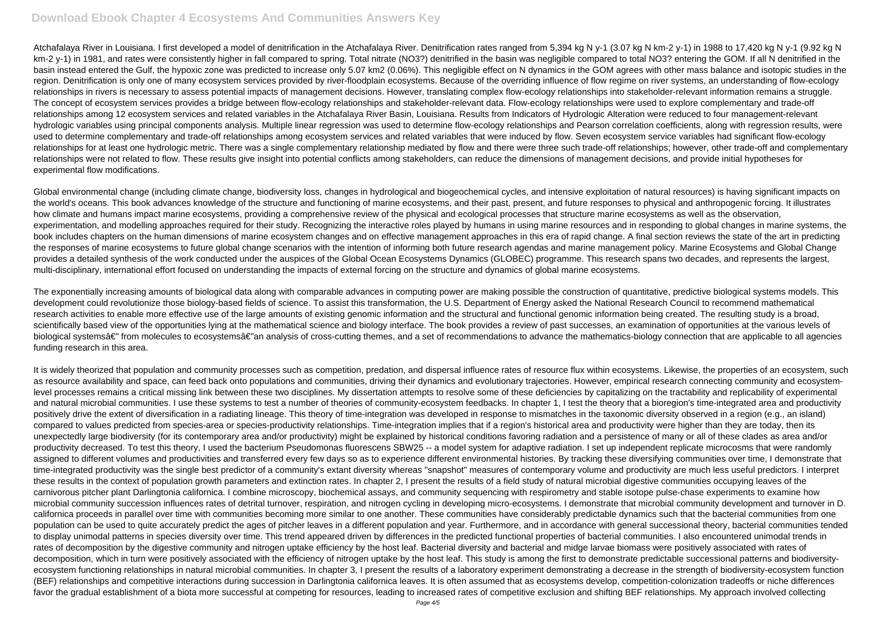Atchafalaya River in Louisiana. I first developed a model of denitrification in the Atchafalaya River. Denitrification rates ranged from 5,394 kg N y-1 (3.07 kg N km-2 y-1) in 1988 to 17,420 kg N y-1 (9.92 kg N km-2 y-1) in 1981, and rates were consistently higher in fall compared to spring. Total nitrate (NO3?) denitrified in the basin was negligible compared to total NO3? entering the GOM. If all N denitrified in the basin instead entered the Gulf, the hypoxic zone was predicted to increase only 5.07 km2 (0.06%). This negligible effect on N dynamics in the GOM agrees with other mass balance and isotopic studies in the region. Denitrification is only one of many ecosystem services provided by river-floodplain ecosystems. Because of the overriding influence of flow regime on river systems, an understanding of flow-ecology relationships in rivers is necessary to assess potential impacts of management decisions. However, translating complex flow-ecology relationships into stakeholder-relevant information remains a struggle. The concept of ecosystem services provides a bridge between flow-ecology relationships and stakeholder-relevant data. Flow-ecology relationships were used to explore complementary and trade-off relationships among 12 ecosystem services and related variables in the Atchafalaya River Basin, Louisiana. Results from Indicators of Hydrologic Alteration were reduced to four management-relevant hydrologic variables using principal components analysis. Multiple linear regression was used to determine flow-ecology relationships and Pearson correlation coefficients, along with regression results, were used to determine complementary and trade-off relationships among ecosystem services and related variables that were induced by flow. Seven ecosystem service variables had significant flow-ecology relationships for at least one hydrologic metric. There was a single complementary relationship mediated by flow and there were three such trade-off relationships; however, other trade-off and complementary relationships were not related to flow. These results give insight into potential conflicts among stakeholders, can reduce the dimensions of management decisions, and provide initial hypotheses for experimental flow modifications.

Global environmental change (including climate change, biodiversity loss, changes in hydrological and biogeochemical cycles, and intensive exploitation of natural resources) is having significant impacts on the world's oceans. This book advances knowledge of the structure and functioning of marine ecosystems, and their past, present, and future responses to physical and anthropogenic forcing. It illustrates how climate and humans impact marine ecosystems, providing a comprehensive review of the physical and ecological processes that structure marine ecosystems as well as the observation, experimentation, and modelling approaches required for their study. Recognizing the interactive roles played by humans in using marine resources and in responding to global changes in marine systems, the book includes chapters on the human dimensions of marine ecosystem changes and on effective management approaches in this era of rapid change. A final section reviews the state of the art in predicting the responses of marine ecosystems to future global change scenarios with the intention of informing both future research agendas and marine management policy. Marine Ecosystems and Global Change provides a detailed synthesis of the work conducted under the auspices of the Global Ocean Ecosystems Dynamics (GLOBEC) programme. This research spans two decades, and represents the largest, multi-disciplinary, international effort focused on understanding the impacts of external forcing on the structure and dynamics of global marine ecosystems.

The exponentially increasing amounts of biological data along with comparable advances in computing power are making possible the construction of quantitative, predictive biological systems models. This development could revolutionize those biology-based fields of science. To assist this transformation, the U.S. Department of Energy asked the National Research Council to recommend mathematical research activities to enable more effective use of the large amounts of existing genomic information and the structural and functional genomic information being created. The resulting study is a broad, scientifically based view of the opportunities lying at the mathematical science and biology interface. The book provides a review of past successes, an examination of opportunities at the various levels of biological systemsâ€" from molecules to ecosystemsâ€"an analysis of cross-cutting themes, and a set of recommendations to advance the mathematics-biology connection that are applicable to all agencies funding research in this area.

It is widely theorized that population and community processes such as competition, predation, and dispersal influence rates of resource flux within ecosystems. Likewise, the properties of an ecosystem, such as resource availability and space, can feed back onto populations and communities, driving their dynamics and evolutionary trajectories. However, empirical research connecting community and ecosystem-level processes remains a critical missing link between these two disciplines. My dissertation attempts to resolve some of these deficiencies by capitalizing on the tractability and replicability of experimental and natural microbial communities. I use these systems to test a number of theories of community-ecosystem feedbacks. In chapter 1, I test the theory that a bioregion's time-integrated area and productivity positively drive the extent of diversification in a radiating lineage. This theory of time-integration was developed in response to mismatches in the taxonomic diversity observed in a region (e.g., an island) compared to values predicted from species-area or species-productivity relationships. Time-integration implies that if a region's historical area and productivity were higher than they are today, then its unexpectedly large biodiversity (for its contemporary area and/or productivity) might be explained by historical conditions favoring radiation and a persistence of many or all of these clades as area and/or productivity decreased. To test this theory, I used the bacterium Pseudomonas fluorescens SBW25 -- a model system for adaptive radiation. I set up independent replicate microcosms that were randomly assigned to different volumes and productivities and transferred every few days so as to experience different environmental histories. By tracking these diversifying communities over time, I demonstrate that time-integrated productivity was the single best predictor of a community's extant diversity whereas "snapshot" measures of contemporary volume and productivity are much less useful predictors. I interpret these results in the context of population growth parameters and extinction rates. In chapter 2, I present the results of a field study of natural microbial digestive communities occupying leaves of the carnivorous pitcher plant Darlingtonia californica. I combine microscopy, biochemical assays, and community sequencing with respirometry and stable isotope pulse-chase experiments to examine how microbial community succession influences rates of detrital turnover, respiration, and nitrogen cycling in developing micro-ecosystems. I demonstrate that microbial community development and turnover in D. californica proceeds in parallel over time with communities becoming more similar to one another. These communities have considerably predictable dynamics such that the bacterial communities from one population can be used to quite accurately predict the ages of pitcher leaves in a different population and year. Furthermore, and in accordance with general successional theory, bacterial communities tended to display unimodal patterns in species diversity over time. This trend appeared driven by differences in the predicted functional properties of bacterial communities. I also encountered unimodal trends in rates of decomposition by the digestive community and nitrogen uptake efficiency by the host leaf. Bacterial diversity and bacterial and midge larvae biomass were positively associated with rates of decomposition, which in turn were positively associated with the efficiency of nitrogen uptake by the host leaf. This study is among the first to demonstrate predictable successional patterns and biodiversity-ecosystem functioning relationships in natural microbial communities. In chapter 3, I present the results of a laboratory experiment demonstrating a decrease in the strength of biodiversity-ecosystem function (BEF) relationships and competitive interactions during succession in Darlingtonia californica leaves. It is often assumed that as ecosystems develop, competition-colonization tradeoffs or niche differences favor the gradual establishment of a biota more successful at competing for resources, leading to increased rates of competitive exclusion and shifting BEF relationships. My approach involved collecting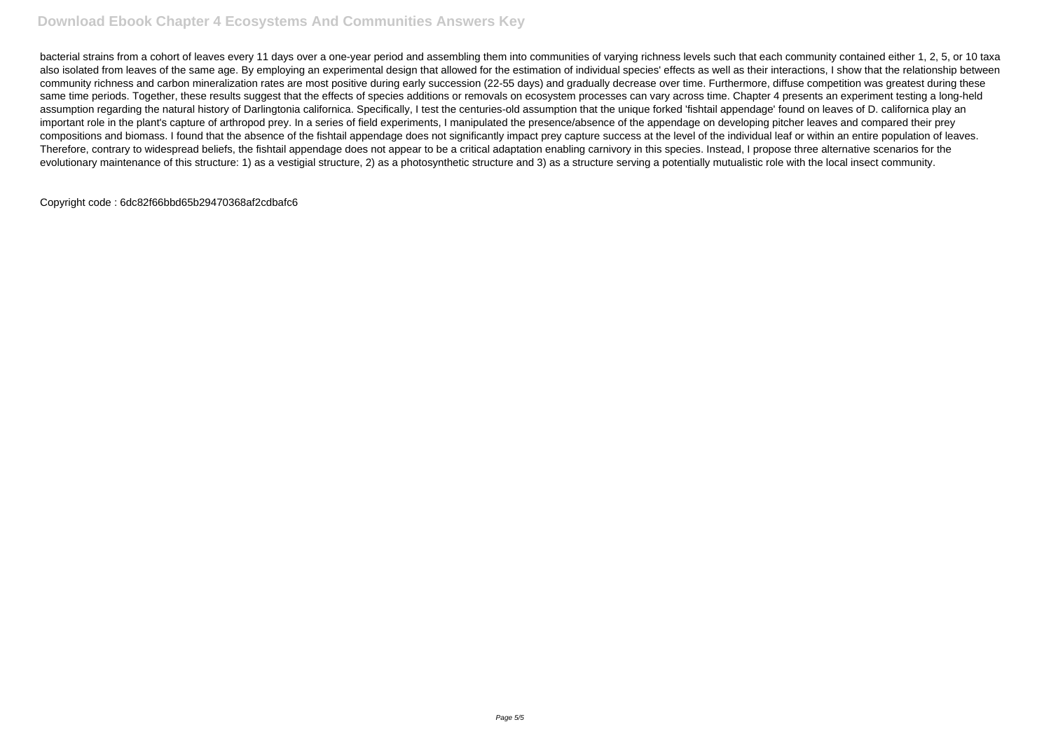bacterial strains from a cohort of leaves every 11 days over a one-year period and assembling them into communities of varying richness levels such that each community contained either 1, 2, 5, or 10 taxa also isolated from leaves of the same age. By employing an experimental design that allowed for the estimation of individual species' effects as well as their interactions, I show that the relationship between community richness and carbon mineralization rates are most positive during early succession (22-55 days) and gradually decrease over time. Furthermore, diffuse competition was greatest during these same time periods. Together, these results suggest that the effects of species additions or removals on ecosystem processes can vary across time. Chapter 4 presents an experiment testing a long-held assumption regarding the natural history of Darlingtonia californica. Specifically, I test the centuries-old assumption that the unique forked 'fishtail appendage' found on leaves of D. californica play an important role in the plant's capture of arthropod prey. In a series of field experiments, I manipulated the presence/absence of the appendage on developing pitcher leaves and compared their prey compositions and biomass. I found that the absence of the fishtail appendage does not significantly impact prey capture success at the level of the individual leaf or within an entire population of leaves. Therefore, contrary to widespread beliefs, the fishtail appendage does not appear to be a critical adaptation enabling carnivory in this species. Instead, I propose three alternative scenarios for the evolutionary maintenance of this structure: 1) as a vestigial structure, 2) as a photosynthetic structure and 3) as a structure serving a potentially mutualistic role with the local insect community.

Copyright code : 6dc82f66bbd65b29470368af2cdbafc6